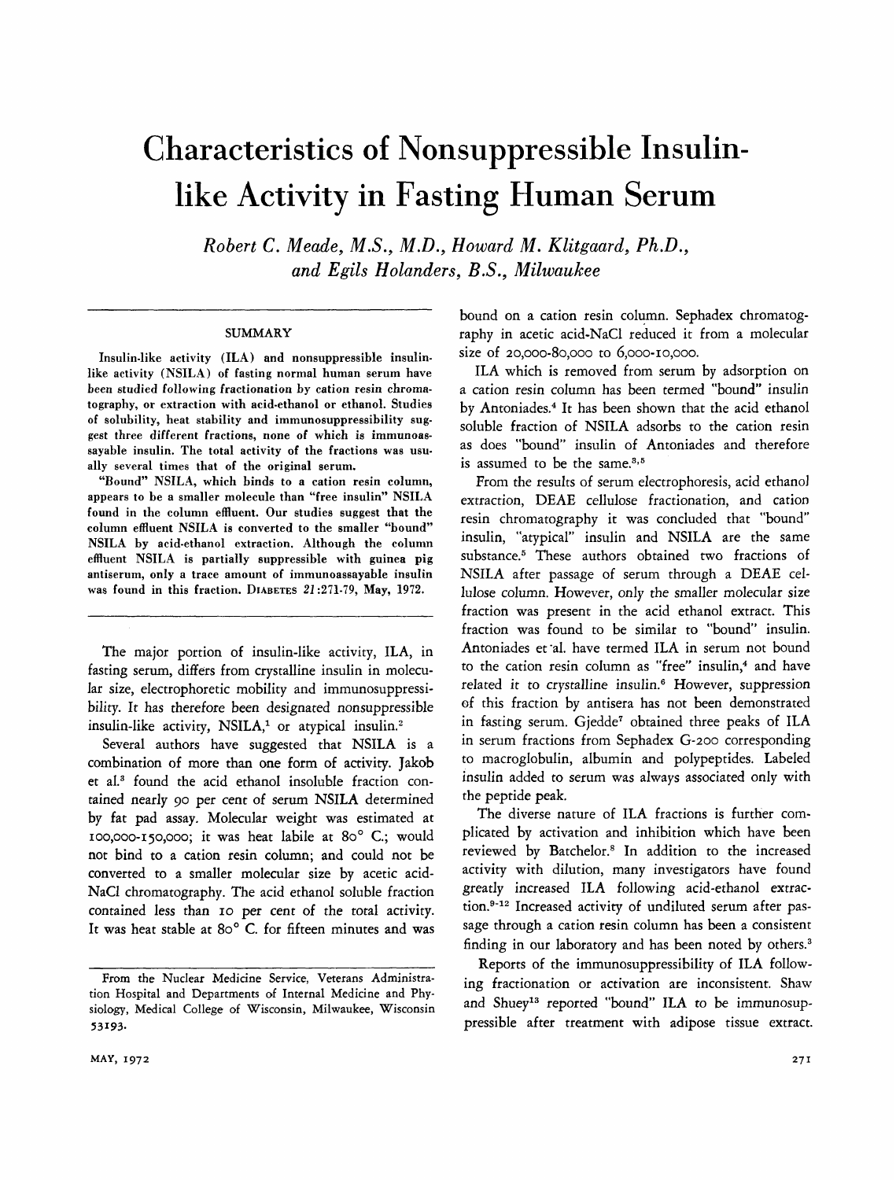# Characteristics of Nonsuppressible Insulin-like Activity in Fasting Human Serum

*Robert C. Meade, M.S., M.D., Howard M. Klitgaard, Ph.D., and Egils Holanders, B.S., Milwaukee*

## SUMMARY

Insulin-like activity (ILA) and nonsuppressible insulin-like activity (NSILA) of fasting normal human serum have been studied following fractionation by cation resin chromatography, or extraction with acid-ethanol or ethanol. Studies of solubility, heat stability and immunosuppressibility suggest three different fractions, none of which is immunoassayable insulin. The total activity of the fractions was usually several times that of the original serum.

"Bound" NSILA, which binds to a cation resin column, appears to be a smaller molecule than "free insulin" NSILA found in the column effluent. Our studies suggest that the column effluent NSILA is converted to the smaller "bound" NSILA by acid-ethanol extraction. Although the column effluent NSILA is partially suppressible with guinea pig antiserum, only a trace amount of immunoassayable insulin was found in this fraction. DIABETES *21*:271-79, May, 1972.

The major portion of insulin-like activity, ILA, in fasting serum, differs from crystalline insulin in molecular size, electrophoretic mobility and immunosuppressibility. It has therefore been designated nonsuppressible insulin-like activity, NSILA,[1] or atypical insulin.[2]

Several authors have suggested that NSILA is a combination of more than one form of activity. Jakob et al.[3] found the acid ethanol insoluble fraction contained nearly 90 per cent of serum NSILA determined by fat pad assay. Molecular weight was estimated at 100,000-150,000; it was heat labile at 80° C.; would not bind to a cation resin column; and could not be converted to a smaller molecular size by acetic acid-NaCl chromatography. The acid ethanol soluble fraction contained less than 10 per cent of the total activity. It was heat stable at 80° C. for fifteen minutes and was bound on a cation resin column. Sephadex chromatography in acetic acid-NaCl reduced it from a molecular size of 20,000-80,000 to 6,000-10,000.

ILA which is removed from serum by adsorption on a cation resin column has been termed "bound" insulin by Antoniades.[4] It has been shown that the acid ethanol soluble fraction of NSILA adsorbs to the cation resin as does "bound" insulin of Antoniades and therefore is assumed to be the same.[3,5]

From the results of serum electrophoresis, acid ethanol extraction, DEAE cellulose fractionation, and cation resin chromatography it was concluded that "bound" insulin, "atypical" insulin and NSILA are the same substance.[5] These authors obtained two fractions of NSILA after passage of serum through a DEAE cellulose column. However, only the smaller molecular size fraction was present in the acid ethanol extract. This fraction was found to be similar to "bound" insulin. Antoniades et al. have termed ILA in serum not bound to the cation resin column as "free" insulin,[4] and have related it to crystalline insulin.[6] However, suppression of this fraction by antisera has not been demonstrated in fasting serum. Gjedde[7] obtained three peaks of ILA in serum fractions from Sephadex G-200 corresponding to macroglobulin, albumin and polypeptides. Labeled insulin added to serum was always associated only with the peptide peak.

The diverse nature of ILA fractions is further complicated by activation and inhibition which have been reviewed by Batchelor.[8] In addition to the increased activity with dilution, many investigators have found greatly increased ILA following acid-ethanol extraction.[9-12] Increased activity of undiluted serum after passage through a cation resin column has been a consistent finding in our laboratory and has been noted by others.[3]

Reports of the immunosuppressibility of ILA following fractionation or activation are inconsistent. Shaw and Shuey[13] reported "bound" ILA to be immunosuppressible after treatment with adipose tissue extract.

From the Nuclear Medicine Service, Veterans Administration Hospital and Departments of Internal Medicine and Physiology, Medical College of Wisconsin, Milwaukee, Wisconsin 53193.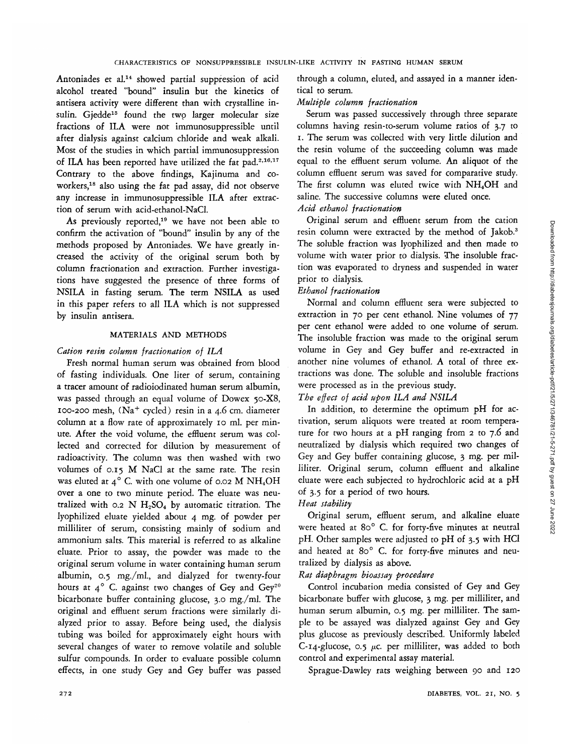Antoniades et al.[14] showed partial suppression of acid alcohol treated "bound" insulin but the kinetics of antisera activity were different than with crystalline insulin. Gjedde[15] found the two larger molecular size fractions of ILA were not immunosuppressible until after dialysis against calcium chloride and weak alkali. Most of the studies in which partial immunosuppression of ILA has been reported have utilized the fat pad.[2,16,17] Contrary to the above findings, Kajinuma and coworkers,[18] also using the fat pad assay, did not observe any increase in immunosuppressible ILA after extraction of serum with acid-ethanol-NaCl.

As previously reported,[19] we have not been able to confirm the activation of "bound" insulin by any of the methods proposed by Antoniades. We have greatly increased the activity of the original serum both by column fractionation and extraction. Further investigations have suggested the presence of three forms of NSILA in fasting serum. The term NSILA as used in this paper refers to all ILA which is not suppressed by insulin antisera.

## MATERIALS AND METHODS

### *Cation resin column fractionation of ILA*

Fresh normal human serum was obtained from blood of fasting individuals. One liter of serum, containing a tracer amount of radioiodinated human serum albumin, was passed through an equal volume of Dowex 50-X8, 100-200 mesh, ($Na^+$ cycled) resin in a 4.6 cm. diameter column at a flow rate of approximately 10 ml. per minute. After the void volume, the effluent serum was collected and corrected for dilution by measurement of radioactivity. The column was then washed with two volumes of 0.15 M NaCl at the same rate. The resin was eluted at 4° C. with one volume of 0.02 M $NH_4OH$ over a one to two minute period. The eluate was neutralized with 0.2 N $H_2SO_4$ by automatic titration. The lyophilized eluate yielded about 4 mg. of powder per milliliter of serum, consisting mainly of sodium and ammonium salts. This material is referred to as alkaline eluate. Prior to assay, the powder was made to the original serum volume in water containing human serum albumin, 0.5 mg./ml., and dialyzed for twenty-four hours at 4° C. against two changes of Gey and Gey[20] bicarbonate buffer containing glucose, 3.0 mg./ml. The original and effluent serum fractions were similarly dialyzed prior to assay. Before being used, the dialysis tubing was boiled for approximately eight hours with several changes of water to remove volatile and soluble sulfur compounds. In order to evaluate possible column effects, in one study Gey and Gey buffer was passed through a column, eluted, and assayed in a manner identical to serum.

### *Multiple column fractionation*

Serum was passed successively through three separate columns having resin-to-serum volume ratios of 3.7 to 1. The serum was collected with very little dilution and the resin volume of the succeeding column was made equal to the effluent serum volume. An aliquot of the column effluent serum was saved for comparative study. The first column was eluted twice with $NH_4OH$ and saline. The successive columns were eluted once.

### *Acid ethanol fractionation*

Original serum and effluent serum from the cation resin column were extracted by the method of Jakob.[3] The soluble fraction was lyophilized and then made to volume with water prior to dialysis. The insoluble fraction was evaporated to dryness and suspended in water prior to dialysis.

### *Ethanol fractionation*

Normal and column effluent sera were subjected to extraction in 70 per cent ethanol. Nine volumes of 77 per cent ethanol were added to one volume of serum. The insoluble fraction was made to the original serum volume in Gey and Gey buffer and re-extracted in another nine volumes of ethanol. A total of three extractions was done. The soluble and insoluble fractions were processed as in the previous study.

### *The effect of acid upon ILA and NSILA*

In addition, to determine the optimum pH for activation, serum aliquots were treated at room temperature for two hours at a pH ranging from 2 to 7.6 and neutralized by dialysis which required two changes of Gey and Gey buffer containing glucose, 3 mg. per milliliter. Original serum, column effluent and alkaline eluate were each subjected to hydrochloric acid at a pH of 3.5 for a period of two hours.

### *Heat stability*

Original serum, effluent serum, and alkaline eluate were heated at 80° C. for forty-five minutes at neutral pH. Other samples were adjusted to pH of 3.5 with HCl and heated at 80° C. for forty-five minutes and neutralized by dialysis as above.

### *Rat diaphragm bioassay procedure*

Control incubation media consisted of Gey and Gey bicarbonate buffer with glucose, 3 mg. per milliliter, and human serum albumin, 0.5 mg. per milliliter. The sample to be assayed was dialyzed against Gey and Gey plus glucose as previously described. Uniformly labeled C-14-glucose, 0.5 $\mu$c. per milliliter, was added to both control and experimental assay material.

Sprague-Dawley rats weighing between 90 and 120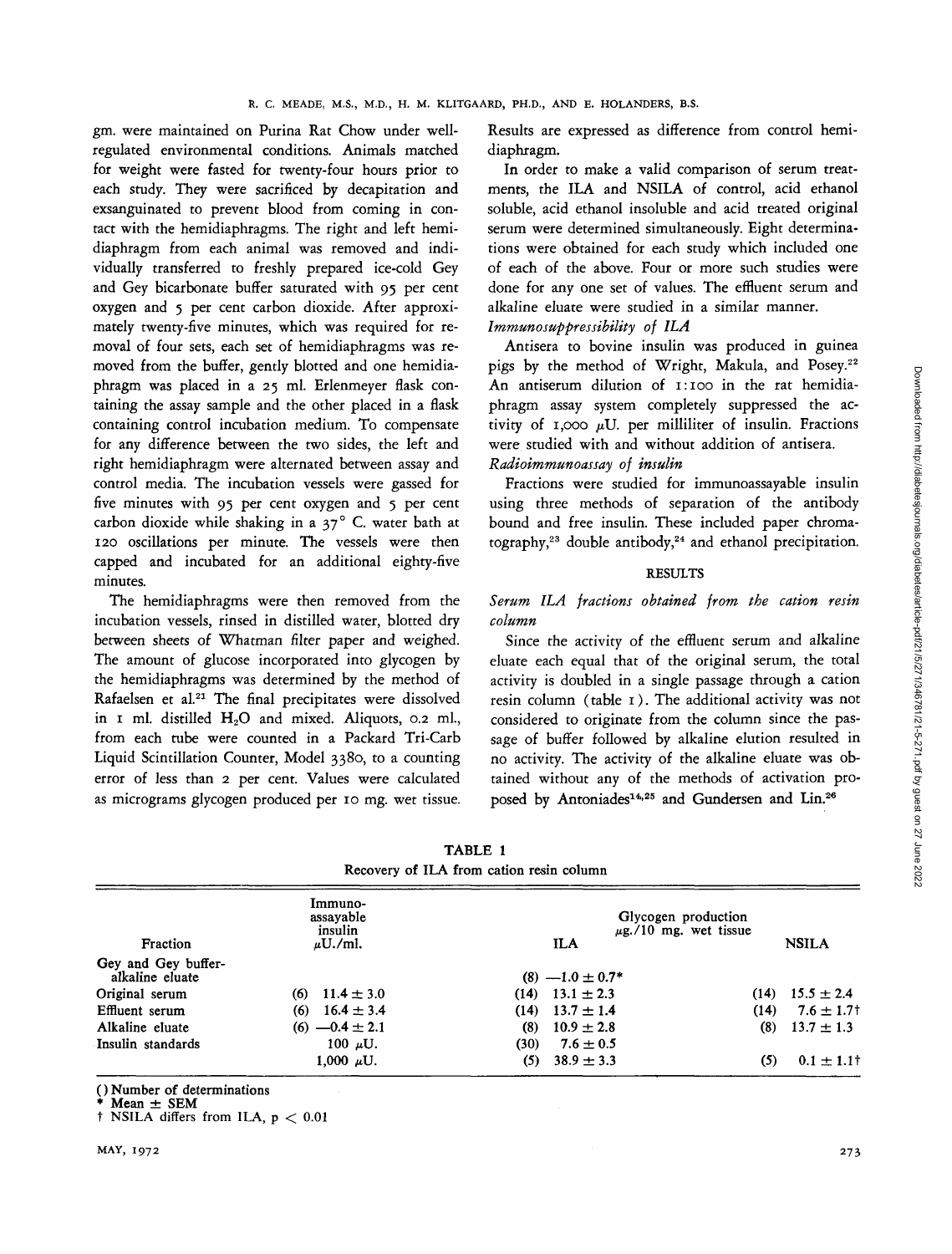gm. were maintained on Purina Rat Chow under well-regulated environmental conditions. Animals matched for weight were fasted for twenty-four hours prior to each study. They were sacrificed by decapitation and exsanguinated to prevent blood from coming in contact with the hemidiaphragms. The right and left hemidiaphragm from each animal was removed and individually transferred to freshly prepared ice-cold Gey and Gey bicarbonate buffer saturated with 95 per cent oxygen and 5 per cent carbon dioxide. After approximately twenty-five minutes, which was required for removal of four sets, each set of hemidiaphragms was removed from the buffer, gently blotted and one hemidiaphragm was placed in a 25 ml. Erlenmeyer flask containing the assay sample and the other placed in a flask containing control incubation medium. To compensate for any difference between the two sides, the left and right hemidiaphragm were alternated between assay and control media. The incubation vessels were gassed for five minutes with 95 per cent oxygen and 5 per cent carbon dioxide while shaking in a 37° C. water bath at 120 oscillations per minute. The vessels were then capped and incubated for an additional eighty-five minutes.

The hemidiaphragms were then removed from the incubation vessels, rinsed in distilled water, blotted dry between sheets of Whatman filter paper and weighed. The amount of glucose incorporated into glycogen by the hemidiaphragms was determined by the method of Rafaelsen et al.[21] The final precipitates were dissolved in 1 ml. distilled $H_2O$ and mixed. Aliquots, 0.2 ml., from each tube were counted in a Packard Tri-Carb Liquid Scintillation Counter, Model 3380, to a counting error of less than 2 per cent. Values were calculated as micrograms glycogen produced per 10 mg. wet tissue. Results are expressed as difference from control hemidiaphragm.

In order to make a valid comparison of serum treatments, the ILA and NSILA of control, acid ethanol soluble, acid ethanol insoluble and acid treated original serum were determined simultaneously. Eight determinations were obtained for each study which included one of each of the above. Four or more such studies were done for any one set of values. The effluent serum and alkaline eluate were studied in a similar manner.

*Immunosuppressibility of ILA*

Antisera to bovine insulin was produced in guinea pigs by the method of Wright, Makula, and Posey.[22] An antiserum dilution of 1:100 in the rat hemidiaphragm assay system completely suppressed the activity of 1,000 μU. per milliliter of insulin. Fractions were studied with and without addition of antisera.

*Radioimmunoassay of insulin*

Fractions were studied for immunoassayable insulin using three methods of separation of the antibody bound and free insulin. These included paper chromatography,[23] double antibody,[24] and ethanol precipitation.

## RESULTS

*Serum ILA fractions obtained from the cation resin column*

Since the activity of the effluent serum and alkaline eluate each equal that of the original serum, the total activity is doubled in a single passage through a cation resin column (table 1). The additional activity was not considered to originate from the column since the passage of buffer followed by alkaline elution resulted in no activity. The activity of the alkaline eluate was obtained without any of the methods of activation proposed by Antoniades[14,25] and Gundersen and Lin.[26]

TABLE 1
Recovery of ILA from cation resin column

| Fraction | Immuno-assayable insulin μU./ml. | Glycogen production μg./10 mg. wet tissue ILA | NSILA |
|---|---|---|---|
| Gey and Gey buffer-alkaline eluate | | (8) —1.0 ± 0.7* | |
| Original serum | (6) 11.4 ± 3.0 | (14) 13.1 ± 2.3 | (14) 15.5 ± 2.4 |
| Effluent serum | (6) 16.4 ± 3.4 | (14) 13.7 ± 1.4 | (14) 7.6 ± 1.7† |
| Alkaline eluate | (6) —0.4 ± 2.1 | (8) 10.9 ± 2.8 | (8) 13.7 ± 1.3 |
| Insulin standards | 100 μU. | (30) 7.6 ± 0.5 | |
| | 1,000 μU. | (5) 38.9 ± 3.3 | (5) 0.1 ± 1.1† |

() Number of determinations
\* Mean ± SEM
† NSILA differs from ILA, $p < 0.01$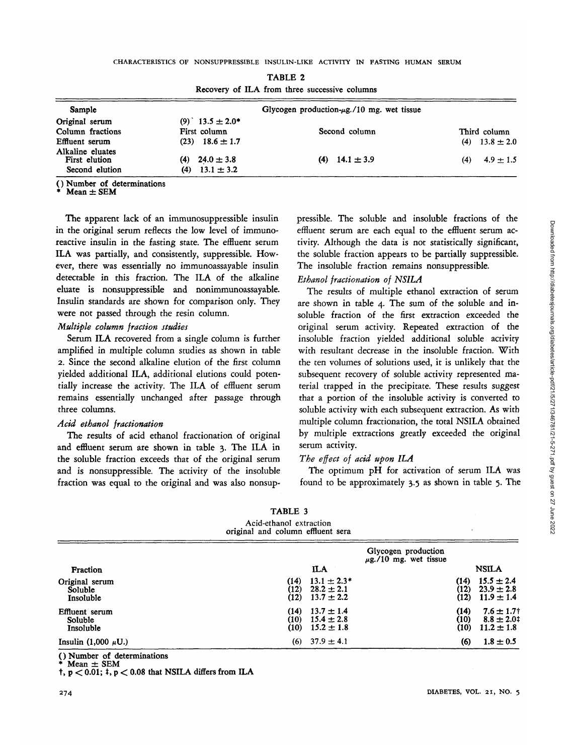**TABLE 2**

Recovery of ILA from three successive columns

| Sample | Glycogen production-μg./10 mg. wet tissue | | |
|---|---|---|---|
| Original serum | (9) 13.5 ± 2.0* | | |
| Column fractions | First column | Second column | Third column |
| Effluent serum | (23) 18.6 ± 1.7 | | (4) 13.8 ± 2.0 |
| Alkaline eluates | | | |
| First elution | (4) 24.0 ± 3.8 | (4) 14.1 ± 3.9 | (4) 4.9 ± 1.5 |
| Second elution | (4) 13.1 ± 3.2 | | |

() Number of determinations
\* Mean ± SEM

The apparent lack of an immunosuppressible insulin in the original serum reflects the low level of immunoreactive insulin in the fasting state. The effluent serum ILA was partially, and consistently, suppressible. However, there was essentially no immunoassayable insulin detectable in this fraction. The ILA of the alkaline eluate is nonsuppressible and nonimmunoassayable. Insulin standards are shown for comparison only. They were not passed through the resin column.

*Multiple column fraction studies*

Serum ILA recovered from a single column is further amplified in multiple column studies as shown in table 2. Since the second alkaline elution of the first column yielded additional ILA, additional elutions could potentially increase the activity. The ILA of effluent serum remains essentially unchanged after passage through three columns.

*Acid ethanol fractionation*

The results of acid ethanol fractionation of original and effluent serum are shown in table 3. The ILA in the soluble fraction exceeds that of the original serum and is nonsuppressible. The activity of the insoluble fraction was equal to the original and was also nonsuppressible. The soluble and insoluble fractions of the effluent serum are each equal to the effluent serum activity. Although the data is not statistically significant, the soluble fraction appears to be partially suppressible. The insoluble fraction remains nonsuppressible.

*Ethanol fractionation of NSILA*

The results of multiple ethanol extraction of serum are shown in table 4. The sum of the soluble and insoluble fraction of the first extraction exceeded the original serum activity. Repeated extraction of the insoluble fraction yielded additional soluble activity with resultant decrease in the insoluble fraction. With the ten volumes of solutions used, it is unlikely that the subsequent recovery of soluble activity represented material trapped in the precipitate. These results suggest that a portion of the insoluble activity is converted to soluble activity with each subsequent extraction. As with multiple column fractionation, the total NSILA obtained by multiple extractions greatly exceeded the original serum activity.

*The effect of acid upon ILA*

The optimum pH for activation of serum ILA was found to be approximately 3.5 as shown in table 5. The

**TABLE 3**

Acid-ethanol extraction
original and column effluent sera

| Fraction | Glycogen production μg./10 mg. wet tissue ILA | NSILA |
|---|---|---|
| Original serum | (14) 13.1 ± 2.3* | (14) 15.5 ± 2.4 |
| Soluble | (12) 28.2 ± 2.1 | (12) 23.9 ± 2.8 |
| Insoluble | (12) 13.7 ± 2.2 | (12) 11.9 ± 1.4 |
| Effluent serum | (14) 13.7 ± 1.4 | (14) 7.6 ± 1.7† |
| Soluble | (10) 15.4 ± 2.8 | (10) 8.8 ± 2.0‡ |
| Insoluble | (10) 15.2 ± 1.8 | (10) 11.2 ± 1.8 |
| Insulin (1,000 μU.) | (6) 37.9 ± 4.1 | (6) 1.8 ± 0.5 |

() Number of determinations
\* Mean ± SEM
†, $p < 0.01$; ‡, $p < 0.08$ that NSILA differs from ILA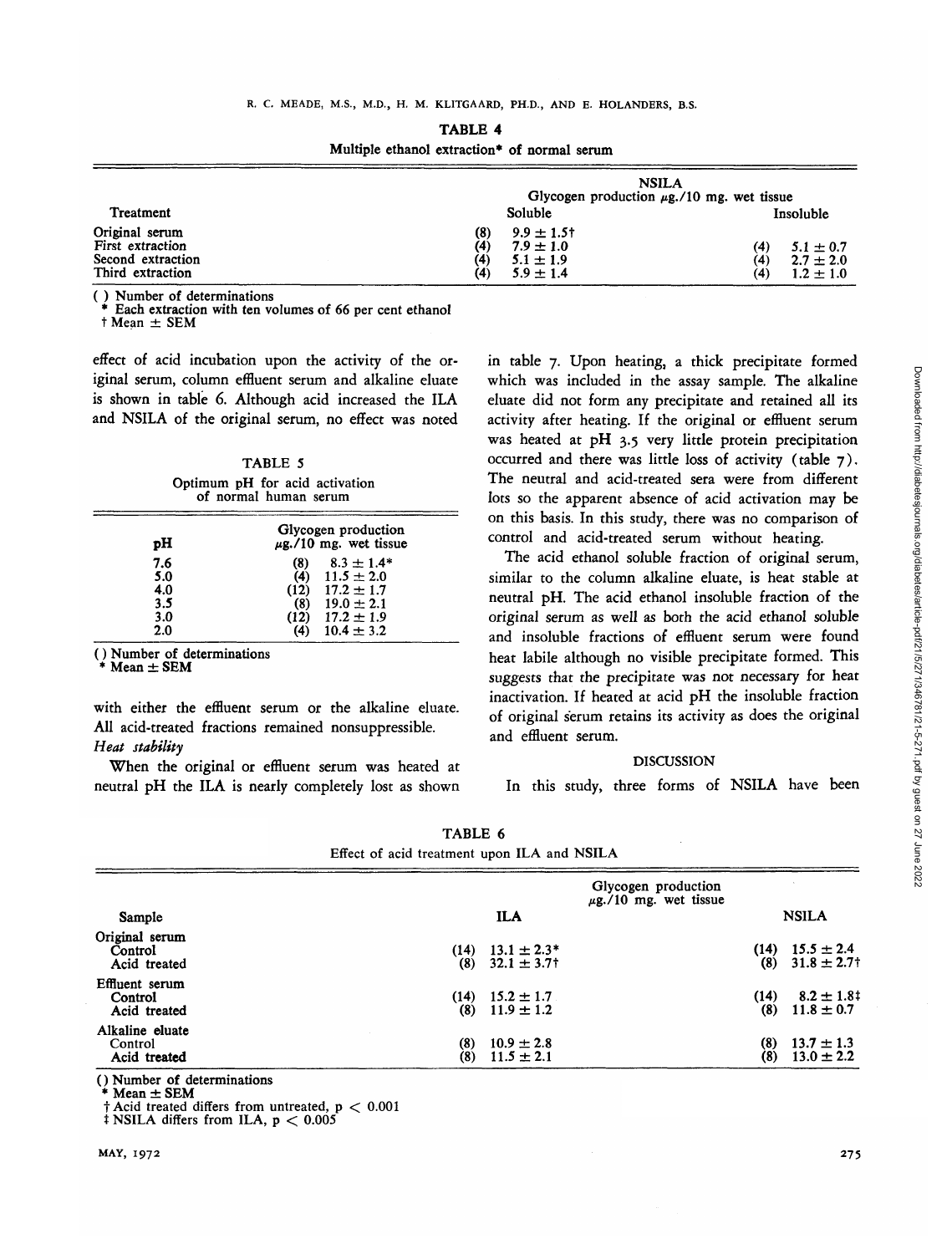**TABLE 4**

Multiple ethanol extraction* of normal serum

| Treatment | NSILA Glycogen production µg./10 mg. wet tissue Soluble | | Insoluble | |
|---|---|---|---|---|
| Original serum | (8) | 9.9 ± 1.5† | | |
| First extraction | (4) | 7.9 ± 1.0 | (4) | 5.1 ± 0.7 |
| Second extraction | (4) | 5.1 ± 1.9 | (4) | 2.7 ± 2.0 |
| Third extraction | (4) | 5.9 ± 1.4 | (4) | 1.2 ± 1.0 |

( ) Number of determinations
\* Each extraction with ten volumes of 66 per cent ethanol
† Mean ± SEM

effect of acid incubation upon the activity of the original serum, column effluent serum and alkaline eluate is shown in table 6. Although acid increased the ILA and NSILA of the original serum, no effect was noted with either the effluent serum or the alkaline eluate. All acid-treated fractions remained nonsuppressible.

**TABLE 5**

Optimum pH for acid activation of normal human serum

| pH | Glycogen production µg./10 mg. wet tissue | |
|---|---|---|
| 7.6 | (8) | 8.3 ± 1.4* |
| 5.0 | (4) | 11.5 ± 2.0 |
| 4.0 | (12) | 17.2 ± 1.7 |
| 3.5 | (8) | 19.0 ± 2.1 |
| 3.0 | (12) | 17.2 ± 1.9 |
| 2.0 | (4) | 10.4 ± 3.2 |

( ) Number of determinations
\* Mean ± SEM

*Heat stability*

When the original or effluent serum was heated at neutral pH the ILA is nearly completely lost as shown in table 7. Upon heating, a thick precipitate formed which was included in the assay sample. The alkaline eluate did not form any precipitate and retained all its activity after heating. If the original or effluent serum was heated at pH 3.5 very little protein precipitation occurred and there was little loss of activity (table 7). The neutral and acid-treated sera were from different lots so the apparent absence of acid activation may be on this basis. In this study, there was no comparison of control and acid-treated serum without heating.

The acid ethanol soluble fraction of original serum, similar to the column alkaline eluate, is heat stable at neutral pH. The acid ethanol insoluble fraction of the original serum as well as both the acid ethanol soluble and insoluble fractions of effluent serum were found heat labile although no visible precipitate formed. This suggests that the precipitate was not necessary for heat inactivation. If heated at acid pH the insoluble fraction of original serum retains its activity as does the original and effluent serum.

**TABLE 6**

Effect of acid treatment upon ILA and NSILA

| Sample | Glycogen production µg./10 mg. wet tissue ILA | | NSILA | |
|---|---|---|---|---|
| Original serum | | | | |
| Control | (14) | 13.1 ± 2.3* | (14) | 15.5 ± 2.4 |
| Acid treated | (8) | 32.1 ± 3.7† | (8) | 31.8 ± 2.7† |
| Effluent serum | | | | |
| Control | (14) | 15.2 ± 1.7 | (14) | 8.2 ± 1.8‡ |
| Acid treated | (8) | 11.9 ± 1.2 | (8) | 11.8 ± 0.7 |
| Alkaline eluate | | | | |
| Control | (8) | 10.9 ± 2.8 | (8) | 13.7 ± 1.3 |
| Acid treated | (8) | 11.5 ± 2.1 | (8) | 13.0 ± 2.2 |

( ) Number of determinations
\* Mean ± SEM
† Acid treated differs from untreated, $p < 0.001$
‡ NSILA differs from ILA, $p < 0.005$

## DISCUSSION

In this study, three forms of NSILA have been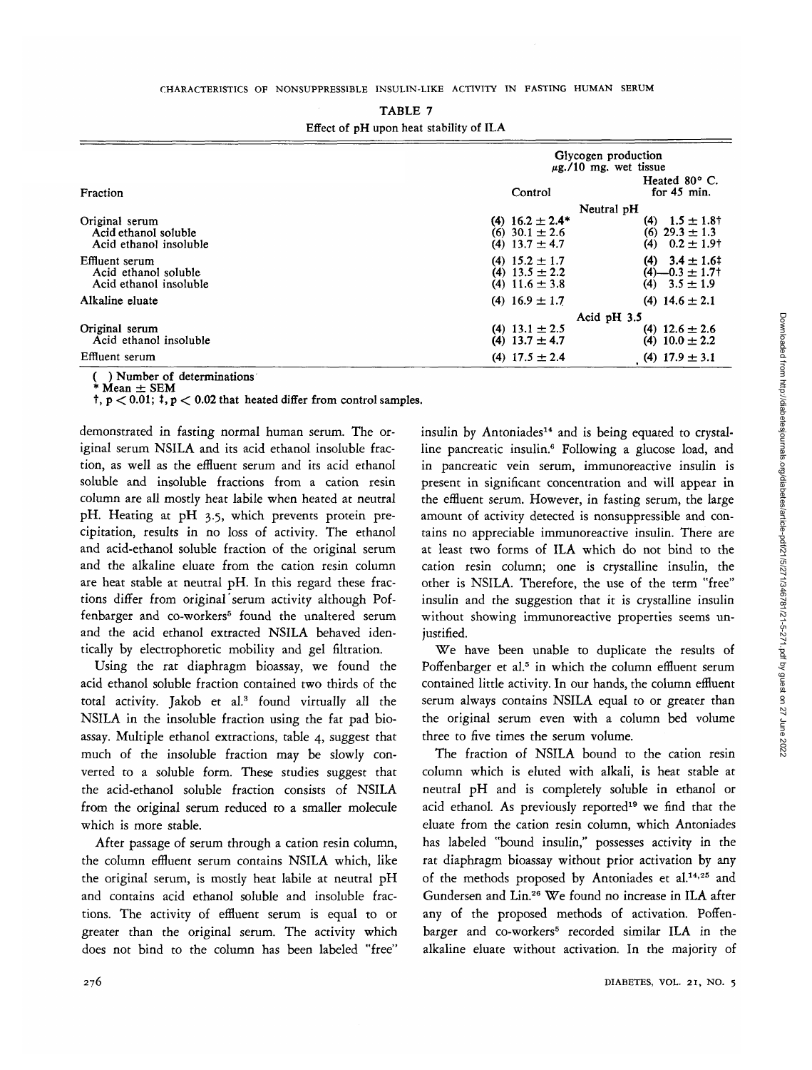TABLE 7

Effect of pH upon heat stability of ILA

| Fraction | Glycogen production μg./10 mg. wet tissue Control | Heated 80° C. for 45 min. |
|---|---|---|
| | Neutral pH | |
| Original serum | (4) 16.2 ± 2.4* | (4) 1.5 ± 1.8† |
| Acid ethanol soluble | (6) 30.1 ± 2.6 | (6) 29.3 ± 1.3 |
| Acid ethanol insoluble | (4) 13.7 ± 4.7 | (4) 0.2 ± 1.9† |
| Effluent serum | (4) 15.2 ± 1.7 | (4) 3.4 ± 1.6‡ |
| Acid ethanol soluble | (4) 13.5 ± 2.2 | (4) —0.3 ± 1.7† |
| Acid ethanol insoluble | (4) 11.6 ± 3.8 | (4) 3.5 ± 1.9 |
| Alkaline eluate | (4) 16.9 ± 1.7 | (4) 14.6 ± 2.1 |
| | Acid pH 3.5 | |
| Original serum | (4) 13.1 ± 2.5 | (4) 12.6 ± 2.6 |
| Acid ethanol insoluble | (4) 13.7 ± 4.7 | (4) 10.0 ± 2.2 |
| Effluent serum | (4) 17.5 ± 2.4 | (4) 17.9 ± 3.1 |

( ) Number of determinations
\* Mean ± SEM
†, $p < 0.01$; ‡, $p < 0.02$ that heated differ from control samples.

demonstrated in fasting normal human serum. The original serum NSILA and its acid ethanol insoluble fraction, as well as the effluent serum and its acid ethanol soluble and insoluble fractions from a cation resin column are all mostly heat labile when heated at neutral pH. Heating at pH 3.5, which prevents protein precipitation, results in no loss of activity. The ethanol and acid-ethanol soluble fraction of the original serum and the alkaline eluate from the cation resin column are heat stable at neutral pH. In this regard these fractions differ from original serum activity although Poffenbarger and co-workers[5] found the unaltered serum and the acid ethanol extracted NSILA behaved identically by electrophoretic mobility and gel filtration.

Using the rat diaphragm bioassay, we found the acid ethanol soluble fraction contained two thirds of the total activity. Jakob et al.[3] found virtually all the NSILA in the insoluble fraction using the fat pad bioassay. Multiple ethanol extractions, table 4, suggest that much of the insoluble fraction may be slowly converted to a soluble form. These studies suggest that the acid-ethanol soluble fraction consists of NSILA from the original serum reduced to a smaller molecule which is more stable.

After passage of serum through a cation resin column, the column effluent serum contains NSILA which, like the original serum, is mostly heat labile at neutral pH and contains acid ethanol soluble and insoluble fractions. The activity of effluent serum is equal to or greater than the original serum. The activity which does not bind to the column has been labeled "free" insulin by Antoniades[14] and is being equated to crystalline pancreatic insulin.[6] Following a glucose load, and in pancreatic vein serum, immunoreactive insulin is present in significant concentration and will appear in the effluent serum. However, in fasting serum, the large amount of activity detected is nonsuppressible and contains no appreciable immunoreactive insulin. There are at least two forms of ILA which do not bind to the cation resin column; one is crystalline insulin, the other is NSILA. Therefore, the use of the term "free" insulin and the suggestion that it is crystalline insulin without showing immunoreactive properties seems unjustified.

We have been unable to duplicate the results of Poffenbarger et al.[5] in which the column effluent serum contained little activity. In our hands, the column effluent serum always contains NSILA equal to or greater than the original serum even with a column bed volume three to five times the serum volume.

The fraction of NSILA bound to the cation resin column which is eluted with alkali, is heat stable at neutral pH and is completely soluble in ethanol or acid ethanol. As previously reported[19] we find that the eluate from the cation resin column, which Antoniades has labeled "bound insulin," possesses activity in the rat diaphragm bioassay without prior activation by any of the methods proposed by Antoniades et al.[14,25] and Gundersen and Lin.[26] We found no increase in ILA after any of the proposed methods of activation. Poffenbarger and co-workers[5] recorded similar ILA in the alkaline eluate without activation. In the majority of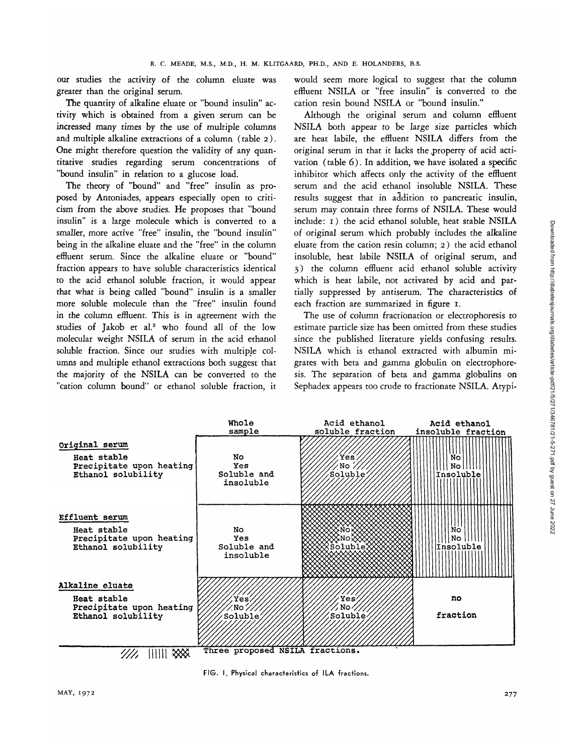our studies the activity of the column eluate was greater than the original serum.

The quantity of alkaline eluate or "bound insulin" activity which is obtained from a given serum can be increased many times by the use of multiple columns and multiple alkaline extractions of a column (table 2). One might therefore question the validity of any quantitative studies regarding serum concentrations of "bound insulin" in relation to a glucose load.

The theory of "bound" and "free" insulin as proposed by Antoniades, appears especially open to criticism from the above studies. He proposes that "bound insulin" is a large molecule which is converted to a smaller, more active "free" insulin, the "bound insulin" being in the alkaline eluate and the "free" in the column effluent serum. Since the alkaline eluate or "bound" fraction appears to have soluble characteristics identical to the acid ethanol soluble fraction, it would appear that what is being called "bound" insulin is a smaller more soluble molecule than the "free" insulin found in the column effluent. This is in agreement with the studies of Jakob et al.[3] who found all of the low molecular weight NSILA of serum in the acid ethanol soluble fraction. Since our studies with multiple columns and multiple ethanol extractions both suggest that the majority of the NSILA can be converted to the "cation column bound" or ethanol soluble fraction, it would seem more logical to suggest that the column effluent NSILA or "free insulin" is converted to the cation resin bound NSILA or "bound insulin."

Although the original serum and column effluent NSILA both appear to be large size particles which are heat labile, the effluent NSILA differs from the original serum in that it lacks the property of acid activation (table 6). In addition, we have isolated a specific inhibitor which affects only the activity of the effluent serum and the acid ethanol insoluble NSILA. These results suggest that in addition to pancreatic insulin, serum may contain three forms of NSILA. These would include: 1) the acid ethanol soluble, heat stable NSILA of original serum which probably includes the alkaline eluate from the cation resin column; 2) the acid ethanol insoluble, heat labile NSILA of original serum, and 3) the column effluent acid ethanol soluble activity which is heat labile, not activated by acid and partially suppressed by antiserum. The characteristics of each fraction are summarized in figure 1.

The use of column fractionation or electrophoresis to estimate particle size has been omitted from these studies since the published literature yields confusing results. NSILA which is ethanol extracted with albumin migrates with beta and gamma globulin on electrophoresis. The separation of beta and gamma globulins on Sephadex appears too crude to fractionate NSILA. Atypi-

| | Whole sample | Acid ethanol soluble fraction | Acid ethanol insoluble fraction |
|---|---|---|---|
| **Original serum** | | | |
| Heat stable | No | Yes | No |
| Precipitate upon heating | Yes | No | No |
| Ethanol solubility | Soluble and insoluble | Soluble | Insoluble |
| **Effluent serum** | | | |
| Heat stable | No | No | No |
| Precipitate upon heating | Yes | No | No |
| Ethanol solubility | Soluble and insoluble | Soluble | Insoluble |
| **Alkaline eluate** | | | |
| Heat stable | Yes | Yes | no fraction |
| Precipitate upon heating | No | No | |
| Ethanol solubility | Soluble | Soluble | |

Three proposed NSILA fractions.

FIG. 1. Physical characteristics of ILA fractions.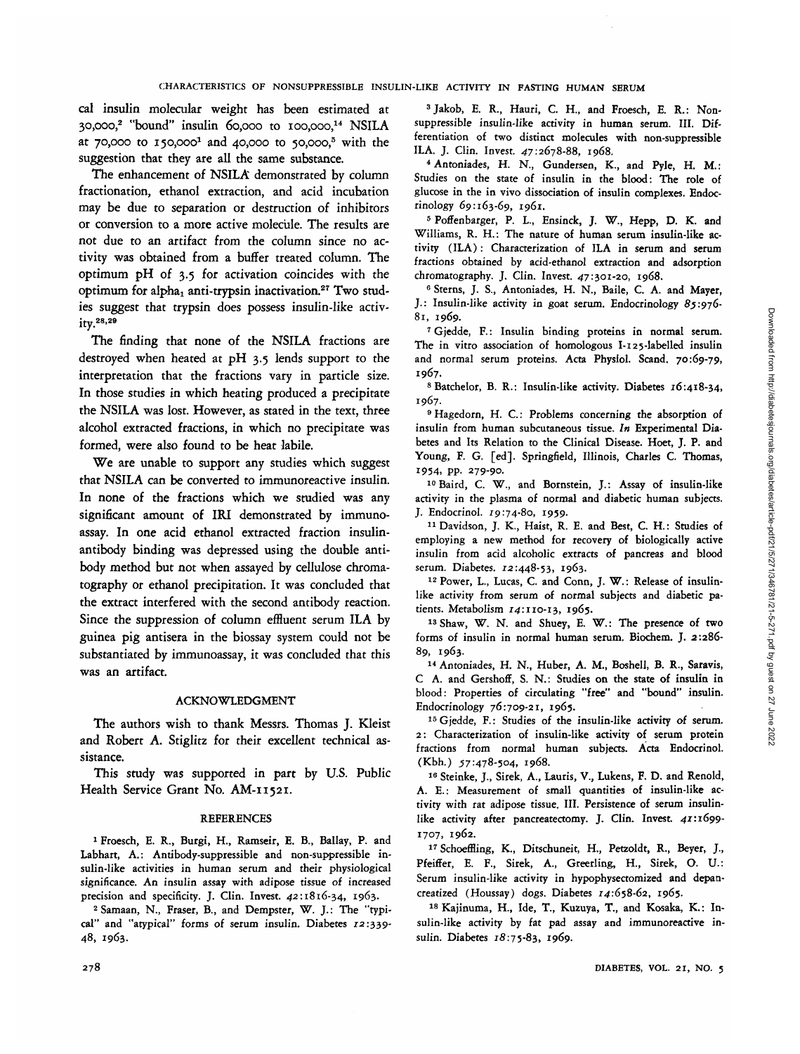cal insulin molecular weight has been estimated at 30,000,[2] "bound" insulin 60,000 to 100,000,[14] NSILA at 70,000 to 150,000[1] and 40,000 to 50,000,[5] with the suggestion that they are all the same substance.

The enhancement of NSILA demonstrated by column fractionation, ethanol extraction, and acid incubation may be due to separation or destruction of inhibitors or conversion to a more active molecule. The results are not due to an artifact from the column since no activity was obtained from a buffer treated column. The optimum pH of 3.5 for activation coincides with the optimum for $alpha_1$ anti-trypsin inactivation.[27] Two studies suggest that trypsin does possess insulin-like activity.[28,29]

The finding that none of the NSILA fractions are destroyed when heated at pH 3.5 lends support to the interpretation that the fractions vary in particle size. In those studies in which heating produced a precipitate the NSILA was lost. However, as stated in the text, three alcohol extracted fractions, in which no precipitate was formed, were also found to be heat labile.

We are unable to support any studies which suggest that NSILA can be converted to immunoreactive insulin. In none of the fractions which we studied was any significant amount of IRI demonstrated by immunoassay. In one acid ethanol extracted fraction insulin-antibody binding was depressed using the double antibody method but not when assayed by cellulose chromatography or ethanol precipitation. It was concluded that the extract interfered with the second antibody reaction. Since the suppression of column effluent serum ILA by guinea pig antisera in the biossay system could not be substantiated by immunoassay, it was concluded that this was an artifact.

## ACKNOWLEDGMENT

The authors wish to thank Messrs. Thomas J. Kleist and Robert A. Stiglitz for their excellent technical assistance.

This study was supported in part by U.S. Public Health Service Grant No. AM-11521.

## REFERENCES

1 Froesch, E. R., Burgi, H., Ramseir, E. B., Ballay, P. and Labhart, A.: Antibody-suppressible and non-suppressible insulin-like activities in human serum and their physiological significance. An insulin assay with adipose tissue of increased precision and specificity. J. Clin. Invest. *42*:1816-34, 1963.

2 Samaan, N., Fraser, B., and Dempster, W. J.: The "typical" and "atypical" forms of serum insulin. Diabetes *12*:339-48, 1963.

3 Jakob, E. R., Hauri, C. H., and Froesch, E. R.: Non-suppressible insulin-like activity in human serum. III. Differentiation of two distinct molecules with non-suppressible ILA. J. Clin. Invest. *47*:2678-88, 1968.

4 Antoniades, H. N., Gundersen, K., and Pyle, H. M.: Studies on the state of insulin in the blood: The role of glucose in the in vivo dissociation of insulin complexes. Endocrinology *69*:163-69, 1961.

5 Poffenbarger, P. L., Ensinck, J. W., Hepp, D. K. and Williams, R. H.: The nature of human serum insulin-like activity (ILA): Characterization of ILA in serum and serum fractions obtained by acid-ethanol extraction and adsorption chromatography. J. Clin. Invest. *47*:301-20, 1968.

6 Sterns, J. S., Antoniades, H. N., Baile, C. A. and Mayer, J.: Insulin-like activity in goat serum. Endocrinology *85*:976-81, 1969.

7 Gjedde, F.: Insulin binding proteins in normal serum. The in vitro association of homologous I-125-labelled insulin and normal serum proteins. Acta Physiol. Scand. *70*:69-79, 1967.

8 Batchelor, B. R.: Insulin-like activity. Diabetes *16*:418-34, 1967.

9 Hagedorn, H. C.: Problems concerning the absorption of insulin from human subcutaneous tissue. *In* Experimental Diabetes and Its Relation to the Clinical Disease. Hoet, J. P. and Young, F. G. [ed]. Springfield, Illinois, Charles C. Thomas, 1954, pp. 279-90.

10 Baird, C. W., and Bornstein, J.: Assay of insulin-like activity in the plasma of normal and diabetic human subjects. J. Endocrinol. *19*:74-80, 1959.

11 Davidson, J. K., Haist, R. E. and Best, C. H.: Studies of employing a new method for recovery of biologically active insulin from acid alcoholic extracts of pancreas and blood serum. Diabetes. *12*:448-53, 1963.

12 Power, L., Lucas, C. and Conn, J. W.: Release of insulin-like activity from serum of normal subjects and diabetic patients. Metabolism *14*:110-13, 1965.

13 Shaw, W. N. and Shuey, E. W.: The presence of two forms of insulin in normal human serum. Biochem. J. *2*:286-89, 1963.

14 Antoniades, H. N., Huber, A. M., Boshell, B. R., Saravis, C. A. and Gershoff, S. N.: Studies on the state of insulin in blood: Properties of circulating "free" and "bound" insulin. Endocrinology *76*:709-21, 1965.

15 Gjedde, F.: Studies of the insulin-like activity of serum. 2: Characterization of insulin-like activity of serum protein fractions from normal human subjects. Acta Endocrinol. (Kbh.) *57*:478-504, 1968.

16 Steinke, J., Sirek, A., Lauris, V., Lukens, F. D. and Renold, A. E.: Measurement of small quantities of insulin-like activity with rat adipose tissue. III. Persistence of serum insulin-like activity after pancreatectomy. J. Clin. Invest. *41*:1699-1707, 1962.

17 Schoeffling, K., Ditschuneit, H., Petzoldt, R., Beyer, J., Pfeiffer, E. F., Sirek, A., Greerling, H., Sirek, O. U.: Serum insulin-like activity in hypophysectomized and depancreatized (Houssay) dogs. Diabetes *14*:658-62, 1965.

18 Kajinuma, H., Ide, T., Kuzuya, T., and Kosaka, K.: Insulin-like activity by fat pad assay and immunoreactive insulin. Diabetes *18*:75-83, 1969.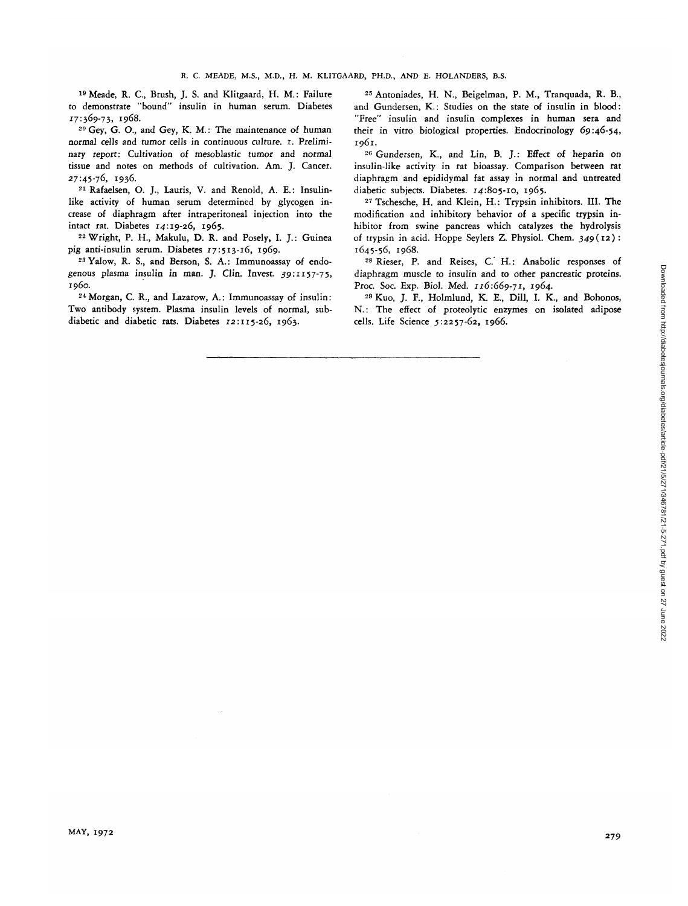19 Meade, R. C., Brush, J. S. and Klitgaard, H. M.: Failure to demonstrate "bound" insulin in human serum. Diabetes *17*:369-73, 1968.

20 Gey, G. O., and Gey, K. M.: The maintenance of human normal cells and tumor cells in continuous culture. *1*. Preliminary report: Cultivation of mesoblastic tumor and normal tissue and notes on methods of cultivation. Am. J. Cancer. *27*:45-76, 1936.

21 Rafaelsen, O. J., Lauris, V. and Renold, A. E.: Insulin-like activity of human serum determined by glycogen increase of diaphragm after intraperitoneal injection into the intact rat. Diabetes *14*:19-26, 1965.

22 Wright, P. H., Makulu, D. R. and Posely, I. J.: Guinea pig anti-insulin serum. Diabetes *17*:513-16, 1969.

23 Yalow, R. S., and Berson, S. A.: Immunoassay of endogenous plasma insulin in man. J. Clin. Invest. *39*:1157-75, 1960.

24 Morgan, C. R., and Lazarow, A.: Immunoassay of insulin: Two antibody system. Plasma insulin levels of normal, subdiabetic and diabetic rats. Diabetes *12*:115-26, 1963.

25 Antoniades, H. N., Beigelman, P. M., Tranquada, R. B., and Gundersen, K.: Studies on the state of insulin in blood: "Free" insulin and insulin complexes in human sera and their in vitro biological properties. Endocrinology 69:46-54, 1961.

26 Gundersen, K., and Lin, B. J.: Effect of heparin on insulin-like activity in rat bioassay. Comparison between rat diaphragm and epididymal fat assay in normal and untreated diabetic subjects. Diabetes. *14*:805-10, 1965.

27 Tschesche, H. and Klein, H.: Trypsin inhibitors. III. The modification and inhibitory behavior of a specific trypsin inhibitor from swine pancreas which catalyzes the hydrolysis of trypsin in acid. Hoppe Seylers Z. Physiol. Chem. *349*(*12*): 1645-56, 1968.

28 Rieser, P. and Reises, C. H.: Anabolic responses of diaphragm muscle to insulin and to other pancreatic proteins. Proc. Soc. Exp. Biol. Med. *116*:669-71, 1964.

29 Kuo, J. F., Holmlund, K. E., Dill, I. K., and Bohonos, N.: The effect of proteolytic enzymes on isolated adipose cells. Life Science *5*:2257-62, 1966.